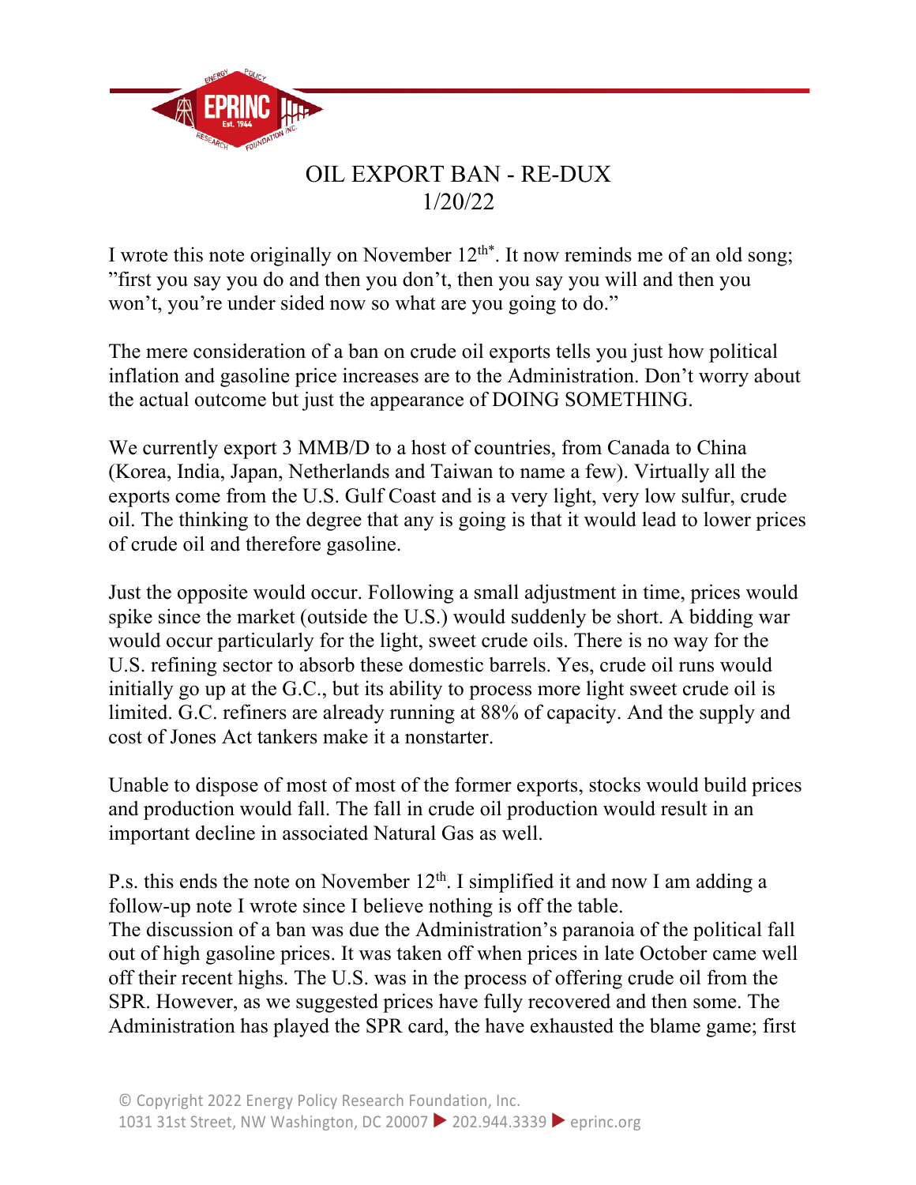# OIL EXPORT BAN - RE-DUX

1/20/22

I wrote this note originally on November 12th*. It now reminds me of an old song; "first you say you do and then you don't, then you say you will and then you won't, you're under sided now so what are you going to do."

The mere consideration of a ban on crude oil exports tells you just how political inflation and gasoline price increases are to the Administration. Don't worry about the actual outcome but just the appearance of DOING SOMETHING.

We currently export 3 MMB/D to a host of countries, from Canada to China (Korea, India, Japan, Netherlands and Taiwan to name a few). Virtually all the exports come from the U.S. Gulf Coast and is a very light, very low sulfur, crude oil. The thinking to the degree that any is going is that it would lead to lower prices of crude oil and therefore gasoline.

Just the opposite would occur. Following a small adjustment in time, prices would spike since the market (outside the U.S.) would suddenly be short. A bidding war would occur particularly for the light, sweet crude oils. There is no way for the U.S. refining sector to absorb these domestic barrels. Yes, crude oil runs would initially go up at the G.C., but its ability to process more light sweet crude oil is limited. G.C. refiners are already running at 88% of capacity. And the supply and cost of Jones Act tankers make it a nonstarter.

Unable to dispose of most of most of the former exports, stocks would build prices and production would fall. The fall in crude oil production would result in an important decline in associated Natural Gas as well.

P.s. this ends the note on November 12th. I simplified it and now I am adding a follow-up note I wrote since I believe nothing is off the table.
The discussion of a ban was due the Administration's paranoia of the political fall out of high gasoline prices. It was taken off when prices in late October came well off their recent highs. The U.S. was in the process of offering crude oil from the SPR. However, as we suggested prices have fully recovered and then some. The Administration has played the SPR card, the have exhausted the blame game; first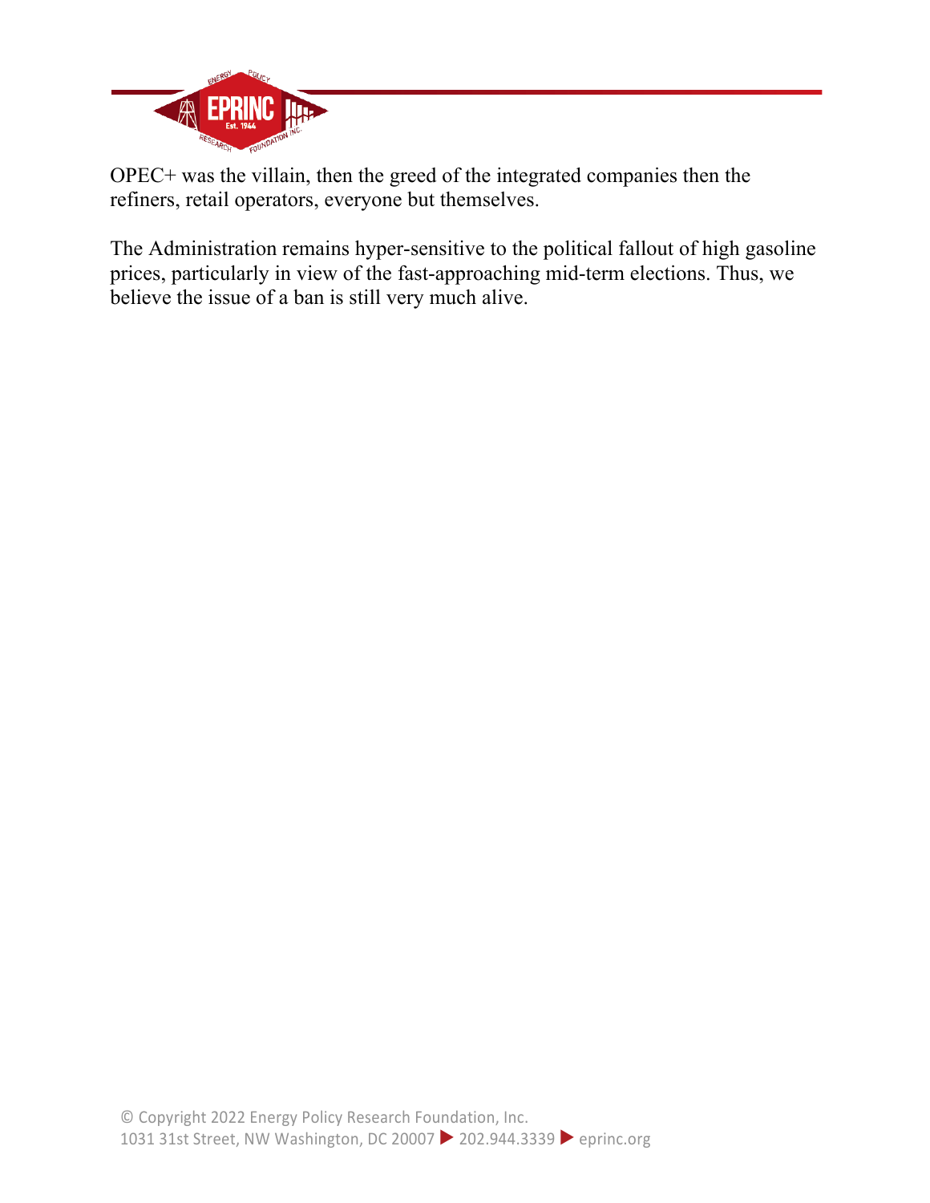OPEC+ was the villain, then the greed of the integrated companies then the refiners, retail operators, everyone but themselves.

The Administration remains hyper-sensitive to the political fallout of high gasoline prices, particularly in view of the fast-approaching mid-term elections. Thus, we believe the issue of a ban is still very much alive.